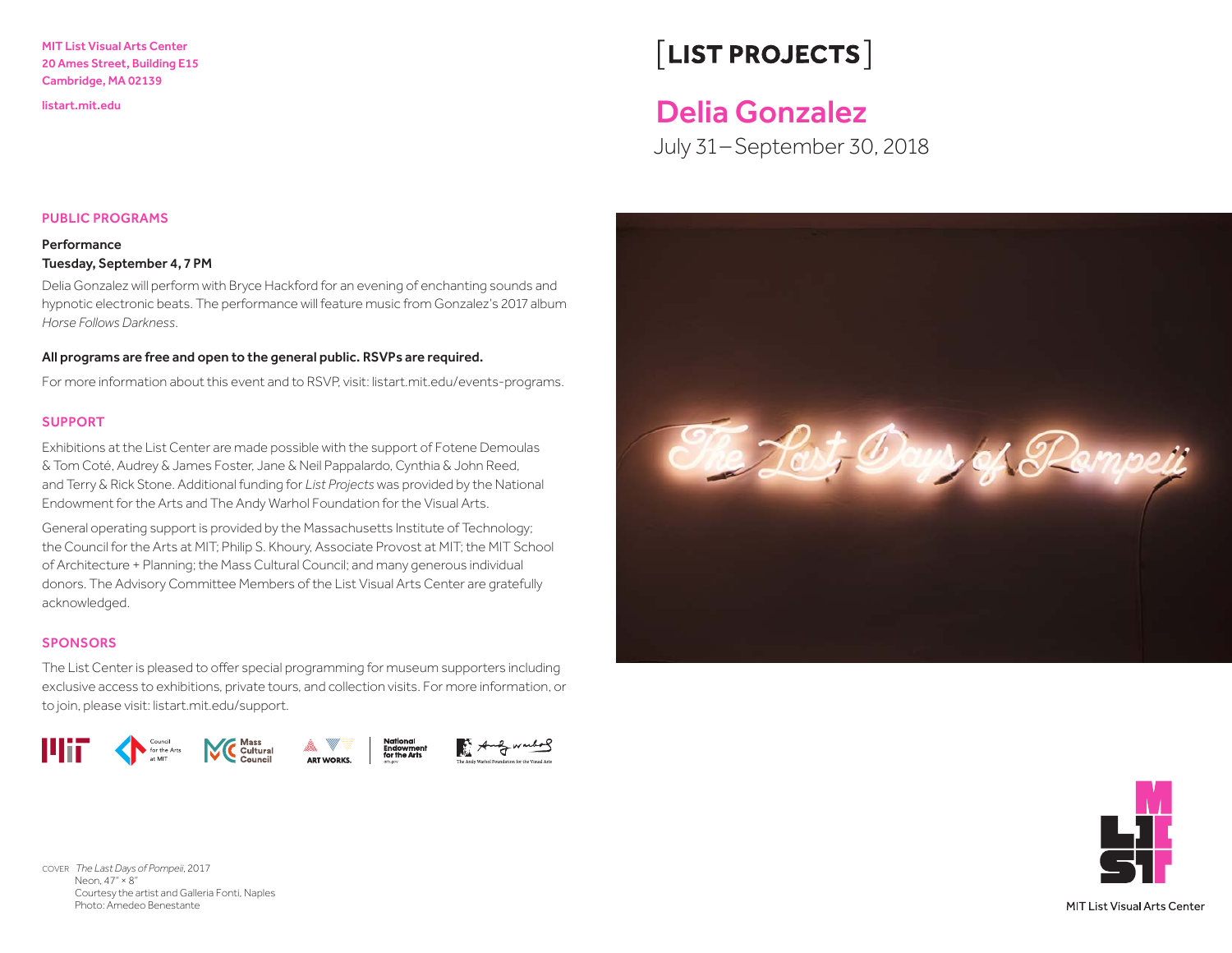MIT List Visual Arts Center
20 Ames Street, Building E15
Cambridge, MA 02139

listart.mit.edu

# [LIST PROJECTS]

## Delia Gonzalez

July 31 – September 30, 2018

### PUBLIC PROGRAMS

**Performance**
**Tuesday, September 4, 7 PM**

Delia Gonzalez will perform with Bryce Hackford for an evening of enchanting sounds and hypnotic electronic beats. The performance will feature music from Gonzalez's 2017 album *Horse Follows Darkness*.

**All programs are free and open to the general public. RSVPs are required.**

For more information about this event and to RSVP, visit: listart.mit.edu/events-programs.

### SUPPORT

Exhibitions at the List Center are made possible with the support of Fotene Demoulas & Tom Coté, Audrey & James Foster, Jane & Neil Pappalardo, Cynthia & John Reed, and Terry & Rick Stone. Additional funding for *List Projects* was provided by the National Endowment for the Arts and The Andy Warhol Foundation for the Visual Arts.

General operating support is provided by the Massachusetts Institute of Technology; the Council for the Arts at MIT; Philip S. Khoury, Associate Provost at MIT; the MIT School of Architecture + Planning; the Mass Cultural Council; and many generous individual donors. The Advisory Committee Members of the List Visual Arts Center are gratefully acknowledged.

### SPONSORS

The List Center is pleased to offer special programming for museum supporters including exclusive access to exhibitions, private tours, and collection visits. For more information, or to join, please visit: listart.mit.edu/support.

COVER *The Last Days of Pompeii*, 2017
Neon, 47" × 8"
Courtesy the artist and Galleria Fonti, Naples
Photo: Amedeo Benestante

MIT List Visual Arts Center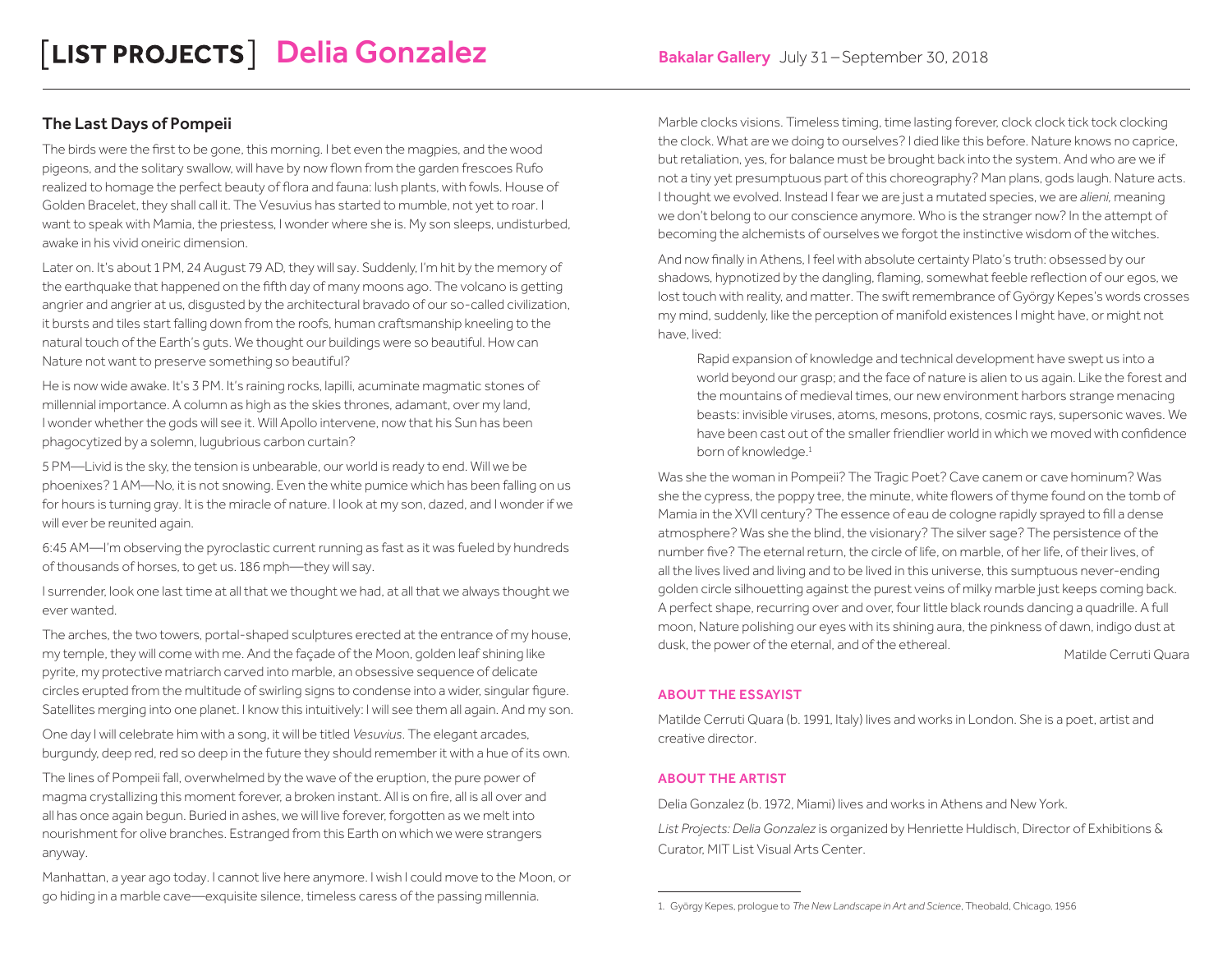# [LIST PROJECTS] Delia Gonzalez

Bakalar Gallery July 31 – September 30, 2018

## The Last Days of Pompeii

The birds were the first to be gone, this morning. I bet even the magpies, and the wood pigeons, and the solitary swallow, will have by now flown from the garden frescoes Rufo realized to homage the perfect beauty of flora and fauna: lush plants, with fowls. House of Golden Bracelet, they shall call it. The Vesuvius has started to mumble, not yet to roar. I want to speak with Mamia, the priestess, I wonder where she is. My son sleeps, undisturbed, awake in his vivid oneiric dimension.

Later on. It's about 1 PM, 24 August 79 AD, they will say. Suddenly, I'm hit by the memory of the earthquake that happened on the fifth day of many moons ago. The volcano is getting angrier and angrier at us, disgusted by the architectural bravado of our so-called civilization, it bursts and tiles start falling down from the roofs, human craftsmanship kneeling to the natural touch of the Earth's guts. We thought our buildings were so beautiful. How can Nature not want to preserve something so beautiful?

He is now wide awake. It's 3 PM. It's raining rocks, lapilli, acuminate magmatic stones of millennial importance. A column as high as the skies thrones, adamant, over my land, I wonder whether the gods will see it. Will Apollo intervene, now that his Sun has been phagocytized by a solemn, lugubrious carbon curtain?

5 PM—Livid is the sky, the tension is unbearable, our world is ready to end. Will we be phoenixes? 1 AM—No, it is not snowing. Even the white pumice which has been falling on us for hours is turning gray. It is the miracle of nature. I look at my son, dazed, and I wonder if we will ever be reunited again.

6:45 AM—I'm observing the pyroclastic current running as fast as it was fueled by hundreds of thousands of horses, to get us. 186 mph—they will say.

I surrender, look one last time at all that we thought we had, at all that we always thought we ever wanted.

The arches, the two towers, portal-shaped sculptures erected at the entrance of my house, my temple, they will come with me. And the façade of the Moon, golden leaf shining like pyrite, my protective matriarch carved into marble, an obsessive sequence of delicate circles erupted from the multitude of swirling signs to condense into a wider, singular figure. Satellites merging into one planet. I know this intuitively: I will see them all again. And my son.

One day I will celebrate him with a song, it will be titled *Vesuvius*. The elegant arcades, burgundy, deep red, red so deep in the future they should remember it with a hue of its own.

The lines of Pompeii fall, overwhelmed by the wave of the eruption, the pure power of magma crystallizing this moment forever, a broken instant. All is on fire, all is all over and all has once again begun. Buried in ashes, we will live forever, forgotten as we melt into nourishment for olive branches. Estranged from this Earth on which we were strangers anyway.

Manhattan, a year ago today. I cannot live here anymore. I wish I could move to the Moon, or go hiding in a marble cave—exquisite silence, timeless caress of the passing millennia.

Marble clocks visions. Timeless timing, time lasting forever, clock clock tick tock clocking the clock. What are we doing to ourselves? I died like this before. Nature knows no caprice, but retaliation, yes, for balance must be brought back into the system. And who are we if not a tiny yet presumptuous part of this choreography? Man plans, gods laugh. Nature acts. I thought we evolved. Instead I fear we are just a mutated species, we are *alieni,* meaning we don't belong to our conscience anymore. Who is the stranger now? In the attempt of becoming the alchemists of ourselves we forgot the instinctive wisdom of the witches.

And now finally in Athens, I feel with absolute certainty Plato's truth: obsessed by our shadows, hypnotized by the dangling, flaming, somewhat feeble reflection of our egos, we lost touch with reality, and matter. The swift remembrance of György Kepes's words crosses my mind, suddenly, like the perception of manifold existences I might have, or might not have, lived:

> Rapid expansion of knowledge and technical development have swept us into a world beyond our grasp; and the face of nature is alien to us again. Like the forest and the mountains of medieval times, our new environment harbors strange menacing beasts: invisible viruses, atoms, mesons, protons, cosmic rays, supersonic waves. We have been cast out of the smaller friendlier world in which we moved with confidence born of knowledge.[1]

Was she the woman in Pompeii? The Tragic Poet? Cave canem or cave hominum? Was she the cypress, the poppy tree, the minute, white flowers of thyme found on the tomb of Mamia in the XVII century? The essence of eau de cologne rapidly sprayed to fill a dense atmosphere? Was she the blind, the visionary? The silver sage? The persistence of the number five? The eternal return, the circle of life, on marble, of her life, of their lives, of all the lives lived and living and to be lived in this universe, this sumptuous never-ending golden circle silhouetting against the purest veins of milky marble just keeps coming back. A perfect shape, recurring over and over, four little black rounds dancing a quadrille. A full moon, Nature polishing our eyes with its shining aura, the pinkness of dawn, indigo dust at dusk, the power of the eternal, and of the ethereal.

Matilde Cerruti Quara

### ABOUT THE ESSAYIST

Matilde Cerruti Quara (b. 1991, Italy) lives and works in London. She is a poet, artist and creative director.

### ABOUT THE ARTIST

Delia Gonzalez (b. 1972, Miami) lives and works in Athens and New York.

*List Projects: Delia Gonzalez* is organized by Henriette Huldisch, Director of Exhibitions & Curator, MIT List Visual Arts Center.

---

1. György Kepes, prologue to *The New Landscape in Art and Science*, Theobald, Chicago, 1956